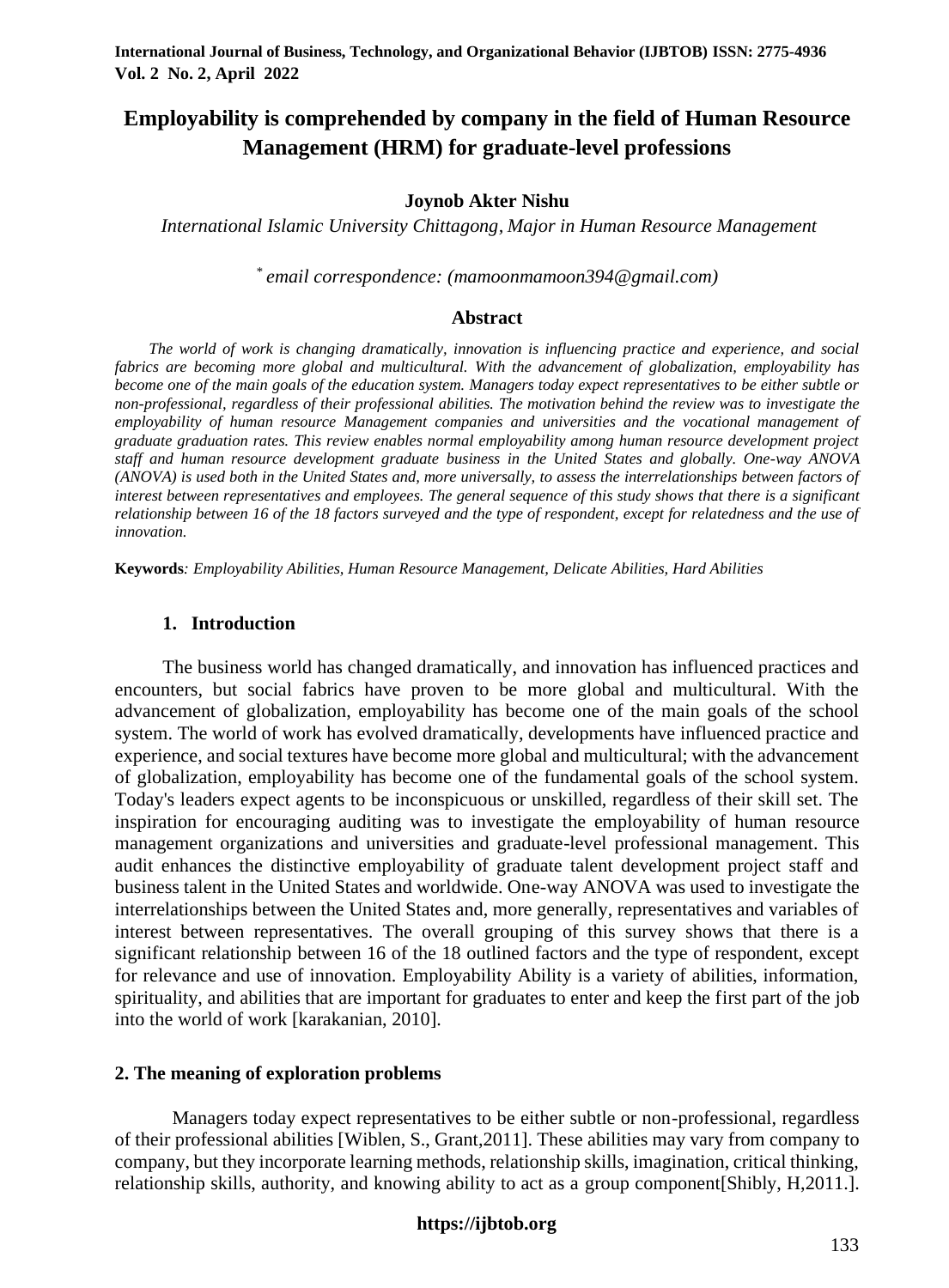# Employability is comprehended by company in the field of Human Resource Management (HRM) for graduate-level professions

**Joynob Akter Nishu**

*International Islamic University Chittagong, Major in Human Resource Management*

\* *email correspondence: (mamoonmamoon394@gmail.com)*

## Abstract

*The world of work is changing dramatically, innovation is influencing practice and experience, and social fabrics are becoming more global and multicultural. With the advancement of globalization, employability has become one of the main goals of the education system. Managers today expect representatives to be either subtle or non-professional, regardless of their professional abilities. The motivation behind the review was to investigate the employability of human resource Management companies and universities and the vocational management of graduate graduation rates. This review enables normal employability among human resource development project staff and human resource development graduate business in the United States and globally. One-way ANOVA (ANOVA) is used both in the United States and, more universally, to assess the interrelationships between factors of interest between representatives and employees. The general sequence of this study shows that there is a significant relationship between 16 of the 18 factors surveyed and the type of respondent, except for relatedness and the use of innovation.*

**Keywords**: *Employability Abilities, Human Resource Management, Delicate Abilities, Hard Abilities*

## 1. Introduction

The business world has changed dramatically, and innovation has influenced practices and encounters, but social fabrics have proven to be more global and multicultural. With the advancement of globalization, employability has become one of the main goals of the school system. The world of work has evolved dramatically, developments have influenced practice and experience, and social textures have become more global and multicultural; with the advancement of globalization, employability has become one of the fundamental goals of the school system. Today's leaders expect agents to be inconspicuous or unskilled, regardless of their skill set. The inspiration for encouraging auditing was to investigate the employability of human resource management organizations and universities and graduate-level professional management. This audit enhances the distinctive employability of graduate talent development project staff and business talent in the United States and worldwide. One-way ANOVA was used to investigate the interrelationships between the United States and, more generally, representatives and variables of interest between representatives. The overall grouping of this survey shows that there is a significant relationship between 16 of the 18 outlined factors and the type of respondent, except for relevance and use of innovation. Employability Ability is a variety of abilities, information, spirituality, and abilities that are important for graduates to enter and keep the first part of the job into the world of work [karakanian, 2010].

## 2. The meaning of exploration problems

Managers today expect representatives to be either subtle or non-professional, regardless of their professional abilities [Wiblen, S., Grant,2011]. These abilities may vary from company to company, but they incorporate learning methods, relationship skills, imagination, critical thinking, relationship skills, authority, and knowing ability to act as a group component[Shibly, H,2011.].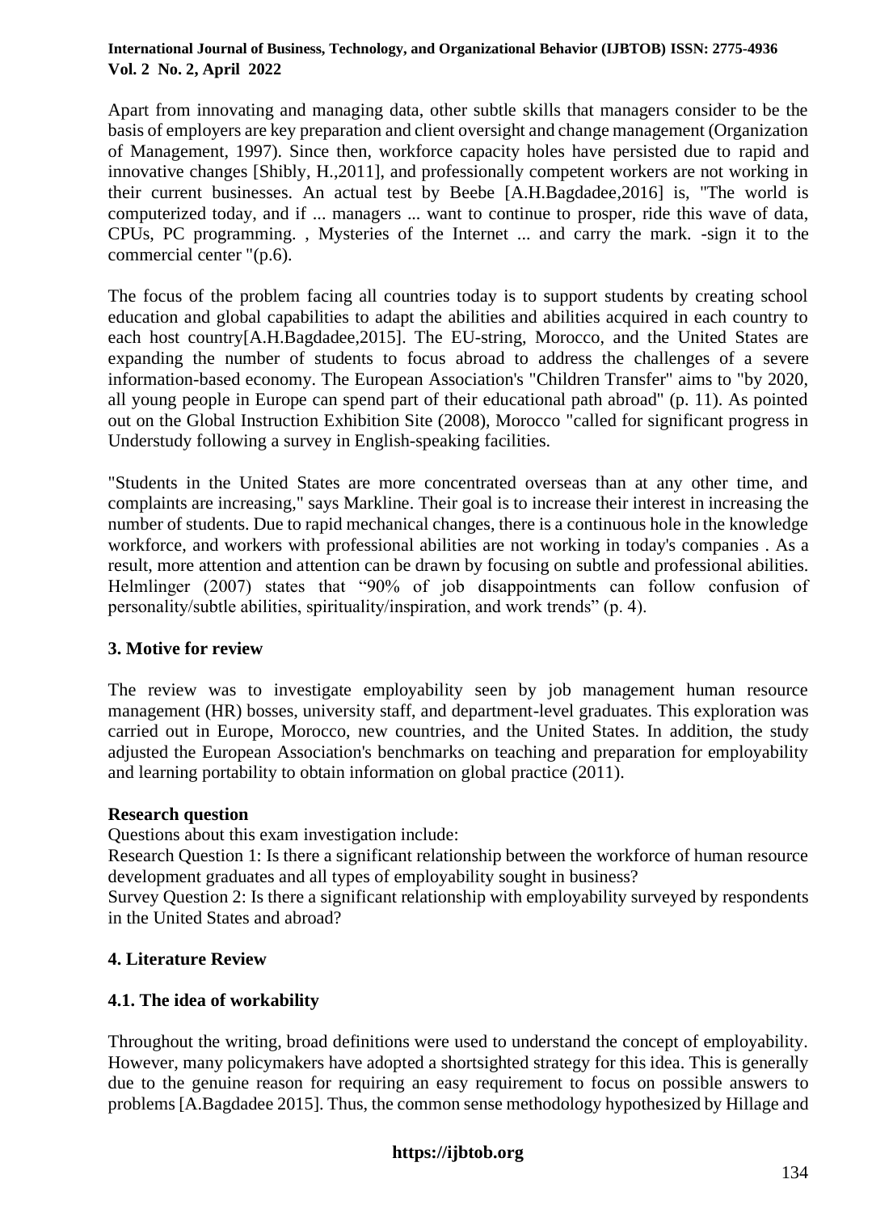Apart from innovating and managing data, other subtle skills that managers consider to be the basis of employers are key preparation and client oversight and change management (Organization of Management, 1997). Since then, workforce capacity holes have persisted due to rapid and innovative changes [Shibly, H.,2011], and professionally competent workers are not working in their current businesses. An actual test by Beebe [A.H.Bagdadee,2016] is, "The world is computerized today, and if ... managers ... want to continue to prosper, ride this wave of data, CPUs, PC programming. , Mysteries of the Internet ... and carry the mark. -sign it to the commercial center "(p.6).

The focus of the problem facing all countries today is to support students by creating school education and global capabilities to adapt the abilities and abilities acquired in each country to each host country[A.H.Bagdadee,2015]. The EU-string, Morocco, and the United States are expanding the number of students to focus abroad to address the challenges of a severe information-based economy. The European Association's "Children Transfer" aims to "by 2020, all young people in Europe can spend part of their educational path abroad" (p. 11). As pointed out on the Global Instruction Exhibition Site (2008), Morocco "called for significant progress in Understudy following a survey in English-speaking facilities.

"Students in the United States are more concentrated overseas than at any other time, and complaints are increasing," says Markline. Their goal is to increase their interest in increasing the number of students. Due to rapid mechanical changes, there is a continuous hole in the knowledge workforce, and workers with professional abilities are not working in today's companies . As a result, more attention and attention can be drawn by focusing on subtle and professional abilities. Helmlinger (2007) states that "90% of job disappointments can follow confusion of personality/subtle abilities, spirituality/inspiration, and work trends" (p. 4).

## 3. Motive for review

The review was to investigate employability seen by job management human resource management (HR) bosses, university staff, and department-level graduates. This exploration was carried out in Europe, Morocco, new countries, and the United States. In addition, the study adjusted the European Association's benchmarks on teaching and preparation for employability and learning portability to obtain information on global practice (2011).

### Research question

Questions about this exam investigation include:

Research Question 1: Is there a significant relationship between the workforce of human resource development graduates and all types of employability sought in business?

Survey Question 2: Is there a significant relationship with employability surveyed by respondents in the United States and abroad?

## 4. Literature Review

### 4.1. The idea of workability

Throughout the writing, broad definitions were used to understand the concept of employability. However, many policymakers have adopted a shortsighted strategy for this idea. This is generally due to the genuine reason for requiring an easy requirement to focus on possible answers to problems [A.Bagdadee 2015]. Thus, the common sense methodology hypothesized by Hillage and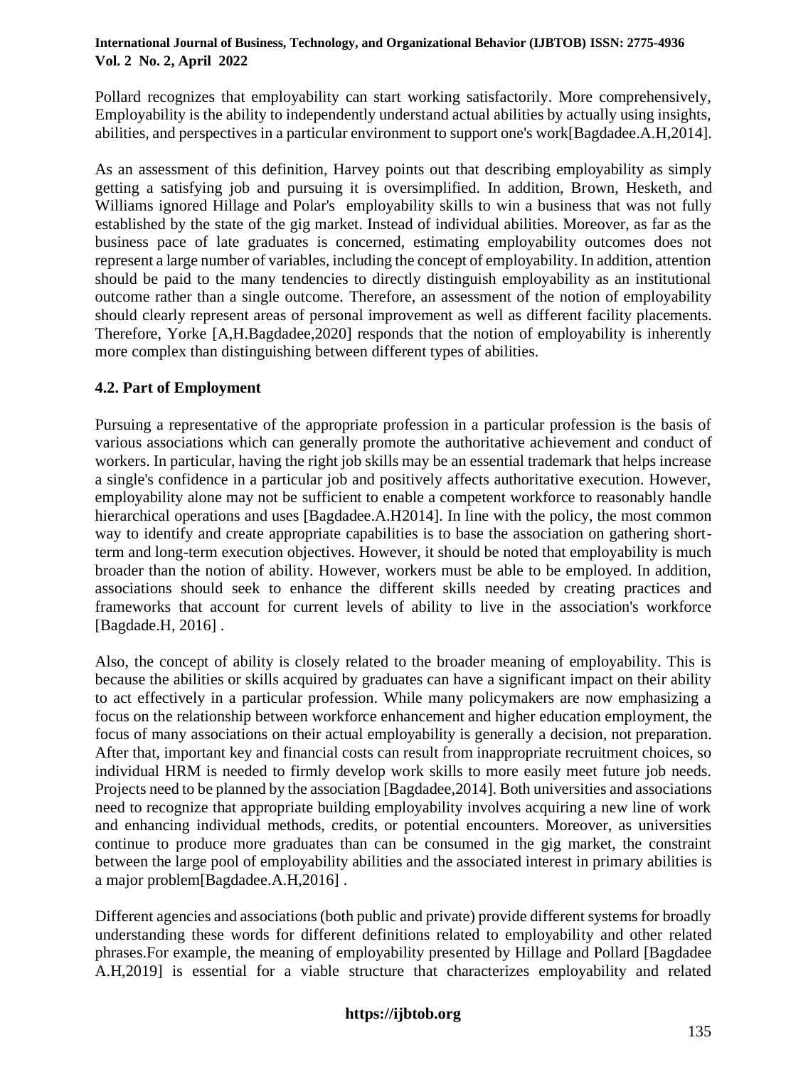Pollard recognizes that employability can start working satisfactorily. More comprehensively, Employability is the ability to independently understand actual abilities by actually using insights, abilities, and perspectives in a particular environment to support one's work[Bagdadee.A.H,2014].

As an assessment of this definition, Harvey points out that describing employability as simply getting a satisfying job and pursuing it is oversimplified. In addition, Brown, Hesketh, and Williams ignored Hillage and Polar's employability skills to win a business that was not fully established by the state of the gig market. Instead of individual abilities. Moreover, as far as the business pace of late graduates is concerned, estimating employability outcomes does not represent a large number of variables, including the concept of employability. In addition, attention should be paid to the many tendencies to directly distinguish employability as an institutional outcome rather than a single outcome. Therefore, an assessment of the notion of employability should clearly represent areas of personal improvement as well as different facility placements. Therefore, Yorke [A,H.Bagdadee,2020] responds that the notion of employability is inherently more complex than distinguishing between different types of abilities.

## 4.2. Part of Employment

Pursuing a representative of the appropriate profession in a particular profession is the basis of various associations which can generally promote the authoritative achievement and conduct of workers. In particular, having the right job skills may be an essential trademark that helps increase a single's confidence in a particular job and positively affects authoritative execution. However, employability alone may not be sufficient to enable a competent workforce to reasonably handle hierarchical operations and uses [Bagdadee.A.H2014]. In line with the policy, the most common way to identify and create appropriate capabilities is to base the association on gathering short-term and long-term execution objectives. However, it should be noted that employability is much broader than the notion of ability. However, workers must be able to be employed. In addition, associations should seek to enhance the different skills needed by creating practices and frameworks that account for current levels of ability to live in the association's workforce [Bagdade.H, 2016] .

Also, the concept of ability is closely related to the broader meaning of employability. This is because the abilities or skills acquired by graduates can have a significant impact on their ability to act effectively in a particular profession. While many policymakers are now emphasizing a focus on the relationship between workforce enhancement and higher education employment, the focus of many associations on their actual employability is generally a decision, not preparation. After that, important key and financial costs can result from inappropriate recruitment choices, so individual HRM is needed to firmly develop work skills to more easily meet future job needs. Projects need to be planned by the association [Bagdadee,2014]. Both universities and associations need to recognize that appropriate building employability involves acquiring a new line of work and enhancing individual methods, credits, or potential encounters. Moreover, as universities continue to produce more graduates than can be consumed in the gig market, the constraint between the large pool of employability abilities and the associated interest in primary abilities is a major problem[Bagdadee.A.H,2016] .

Different agencies and associations (both public and private) provide different systems for broadly understanding these words for different definitions related to employability and other related phrases.For example, the meaning of employability presented by Hillage and Pollard [Bagdadee A.H,2019] is essential for a viable structure that characterizes employability and related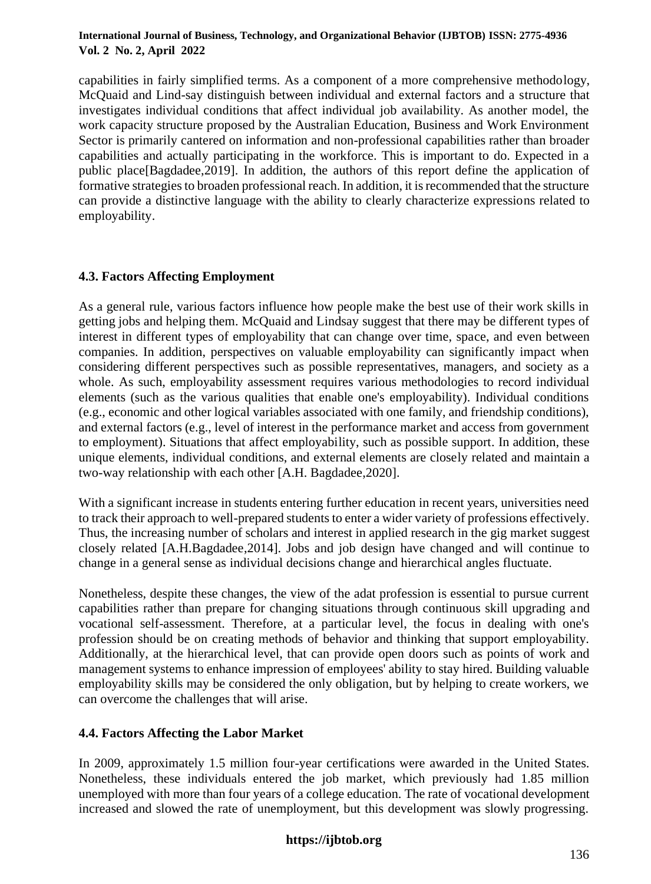capabilities in fairly simplified terms. As a component of a more comprehensive methodology, McQuaid and Lind-say distinguish between individual and external factors and a structure that investigates individual conditions that affect individual job availability. As another model, the work capacity structure proposed by the Australian Education, Business and Work Environment Sector is primarily cantered on information and non-professional capabilities rather than broader capabilities and actually participating in the workforce. This is important to do. Expected in a public place[Bagdadee,2019]. In addition, the authors of this report define the application of formative strategies to broaden professional reach. In addition, it is recommended that the structure can provide a distinctive language with the ability to clearly characterize expressions related to employability.

### 4.3. Factors Affecting Employment

As a general rule, various factors influence how people make the best use of their work skills in getting jobs and helping them. McQuaid and Lindsay suggest that there may be different types of interest in different types of employability that can change over time, space, and even between companies. In addition, perspectives on valuable employability can significantly impact when considering different perspectives such as possible representatives, managers, and society as a whole. As such, employability assessment requires various methodologies to record individual elements (such as the various qualities that enable one's employability). Individual conditions (e.g., economic and other logical variables associated with one family, and friendship conditions), and external factors (e.g., level of interest in the performance market and access from government to employment). Situations that affect employability, such as possible support. In addition, these unique elements, individual conditions, and external elements are closely related and maintain a two-way relationship with each other [A.H. Bagdadee,2020].

With a significant increase in students entering further education in recent years, universities need to track their approach to well-prepared students to enter a wider variety of professions effectively. Thus, the increasing number of scholars and interest in applied research in the gig market suggest closely related [A.H.Bagdadee,2014]. Jobs and job design have changed and will continue to change in a general sense as individual decisions change and hierarchical angles fluctuate.

Nonetheless, despite these changes, the view of the adat profession is essential to pursue current capabilities rather than prepare for changing situations through continuous skill upgrading and vocational self-assessment. Therefore, at a particular level, the focus in dealing with one's profession should be on creating methods of behavior and thinking that support employability. Additionally, at the hierarchical level, that can provide open doors such as points of work and management systems to enhance impression of employees' ability to stay hired. Building valuable employability skills may be considered the only obligation, but by helping to create workers, we can overcome the challenges that will arise.

### 4.4. Factors Affecting the Labor Market

In 2009, approximately 1.5 million four-year certifications were awarded in the United States. Nonetheless, these individuals entered the job market, which previously had 1.85 million unemployed with more than four years of a college education. The rate of vocational development increased and slowed the rate of unemployment, but this development was slowly progressing.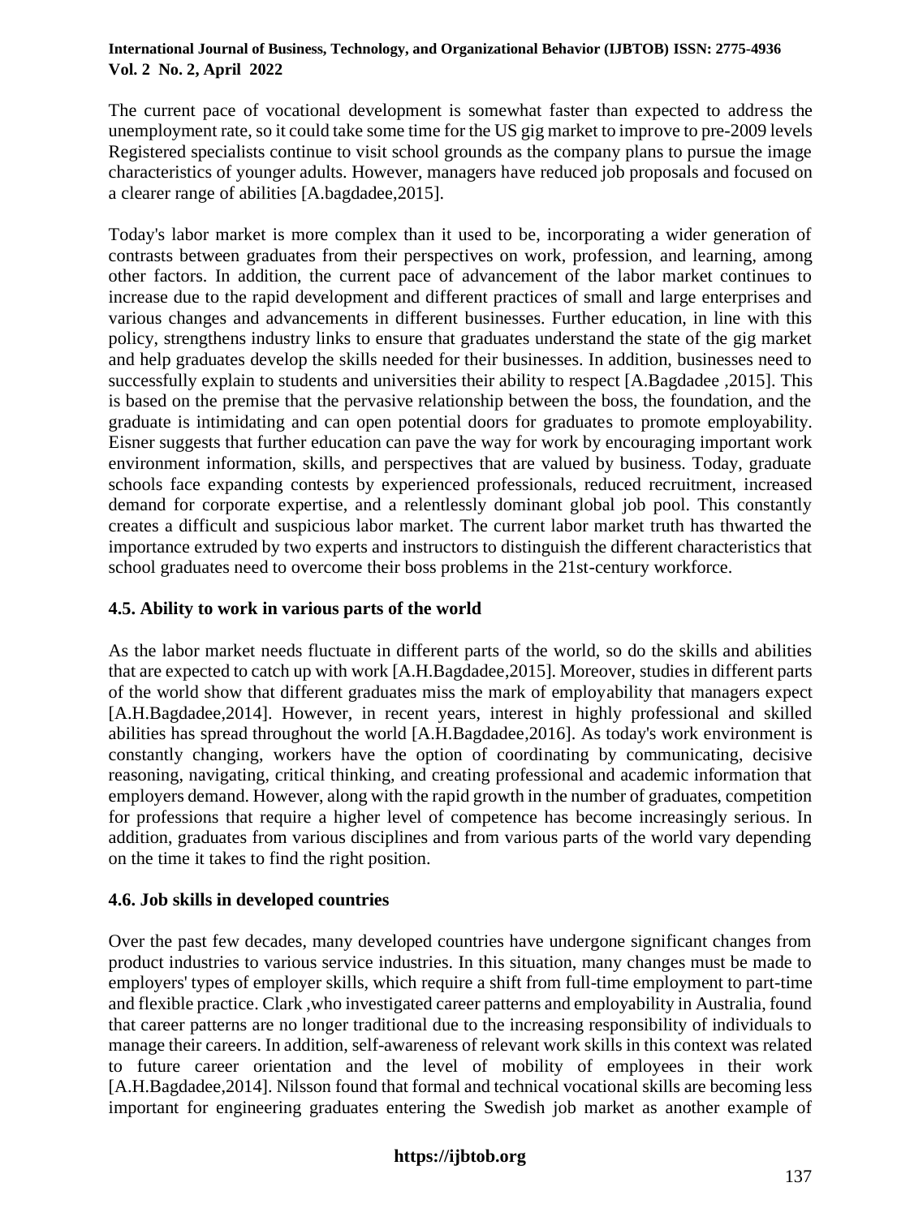The current pace of vocational development is somewhat faster than expected to address the unemployment rate, so it could take some time for the US gig market to improve to pre-2009 levels Registered specialists continue to visit school grounds as the company plans to pursue the image characteristics of younger adults. However, managers have reduced job proposals and focused on a clearer range of abilities [A.bagdadee,2015].

Today's labor market is more complex than it used to be, incorporating a wider generation of contrasts between graduates from their perspectives on work, profession, and learning, among other factors. In addition, the current pace of advancement of the labor market continues to increase due to the rapid development and different practices of small and large enterprises and various changes and advancements in different businesses. Further education, in line with this policy, strengthens industry links to ensure that graduates understand the state of the gig market and help graduates develop the skills needed for their businesses. In addition, businesses need to successfully explain to students and universities their ability to respect [A.Bagdadee ,2015]. This is based on the premise that the pervasive relationship between the boss, the foundation, and the graduate is intimidating and can open potential doors for graduates to promote employability. Eisner suggests that further education can pave the way for work by encouraging important work environment information, skills, and perspectives that are valued by business. Today, graduate schools face expanding contests by experienced professionals, reduced recruitment, increased demand for corporate expertise, and a relentlessly dominant global job pool. This constantly creates a difficult and suspicious labor market. The current labor market truth has thwarted the importance extruded by two experts and instructors to distinguish the different characteristics that school graduates need to overcome their boss problems in the 21st-century workforce.

### 4.5. Ability to work in various parts of the world

As the labor market needs fluctuate in different parts of the world, so do the skills and abilities that are expected to catch up with work [A.H.Bagdadee,2015]. Moreover, studies in different parts of the world show that different graduates miss the mark of employability that managers expect [A.H.Bagdadee,2014]. However, in recent years, interest in highly professional and skilled abilities has spread throughout the world [A.H.Bagdadee,2016]. As today's work environment is constantly changing, workers have the option of coordinating by communicating, decisive reasoning, navigating, critical thinking, and creating professional and academic information that employers demand. However, along with the rapid growth in the number of graduates, competition for professions that require a higher level of competence has become increasingly serious. In addition, graduates from various disciplines and from various parts of the world vary depending on the time it takes to find the right position.

### 4.6. Job skills in developed countries

Over the past few decades, many developed countries have undergone significant changes from product industries to various service industries. In this situation, many changes must be made to employers' types of employer skills, which require a shift from full-time employment to part-time and flexible practice. Clark ,who investigated career patterns and employability in Australia, found that career patterns are no longer traditional due to the increasing responsibility of individuals to manage their careers. In addition, self-awareness of relevant work skills in this context was related to future career orientation and the level of mobility of employees in their work [A.H.Bagdadee,2014]. Nilsson found that formal and technical vocational skills are becoming less important for engineering graduates entering the Swedish job market as another example of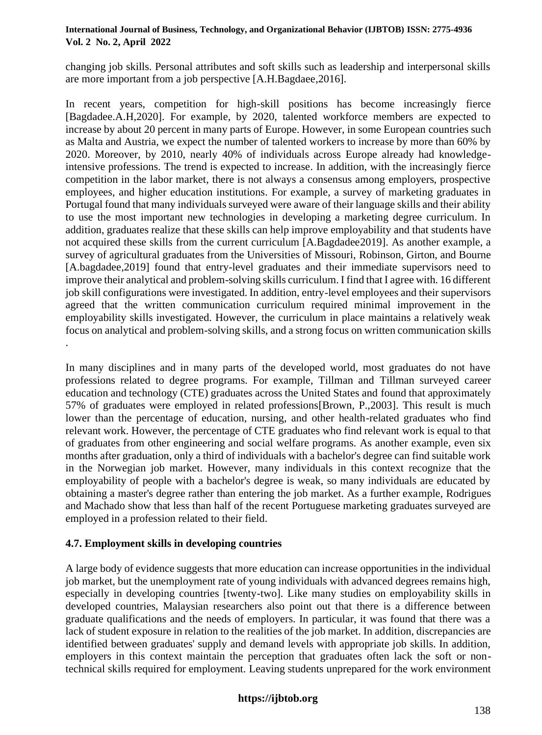changing job skills. Personal attributes and soft skills such as leadership and interpersonal skills are more important from a job perspective [A.H.Bagdaee,2016].

In recent years, competition for high-skill positions has become increasingly fierce [Bagdadee.A.H,2020]. For example, by 2020, talented workforce members are expected to increase by about 20 percent in many parts of Europe. However, in some European countries such as Malta and Austria, we expect the number of talented workers to increase by more than 60% by 2020. Moreover, by 2010, nearly 40% of individuals across Europe already had knowledge-intensive professions. The trend is expected to increase. In addition, with the increasingly fierce competition in the labor market, there is not always a consensus among employers, prospective employees, and higher education institutions. For example, a survey of marketing graduates in Portugal found that many individuals surveyed were aware of their language skills and their ability to use the most important new technologies in developing a marketing degree curriculum. In addition, graduates realize that these skills can help improve employability and that students have not acquired these skills from the current curriculum [A.Bagdadee2019]. As another example, a survey of agricultural graduates from the Universities of Missouri, Robinson, Girton, and Bourne [A.bagdadee,2019] found that entry-level graduates and their immediate supervisors need to improve their analytical and problem-solving skills curriculum. I find that I agree with. 16 different job skill configurations were investigated. In addition, entry-level employees and their supervisors agreed that the written communication curriculum required minimal improvement in the employability skills investigated. However, the curriculum in place maintains a relatively weak focus on analytical and problem-solving skills, and a strong focus on written communication skills .

In many disciplines and in many parts of the developed world, most graduates do not have professions related to degree programs. For example, Tillman and Tillman surveyed career education and technology (CTE) graduates across the United States and found that approximately 57% of graduates were employed in related professions[Brown, P.,2003]. This result is much lower than the percentage of education, nursing, and other health-related graduates who find relevant work. However, the percentage of CTE graduates who find relevant work is equal to that of graduates from other engineering and social welfare programs. As another example, even six months after graduation, only a third of individuals with a bachelor's degree can find suitable work in the Norwegian job market. However, many individuals in this context recognize that the employability of people with a bachelor's degree is weak, so many individuals are educated by obtaining a master's degree rather than entering the job market. As a further example, Rodrigues and Machado show that less than half of the recent Portuguese marketing graduates surveyed are employed in a profession related to their field.

### 4.7. Employment skills in developing countries

A large body of evidence suggests that more education can increase opportunities in the individual job market, but the unemployment rate of young individuals with advanced degrees remains high, especially in developing countries [twenty-two]. Like many studies on employability skills in developed countries, Malaysian researchers also point out that there is a difference between graduate qualifications and the needs of employers. In particular, it was found that there was a lack of student exposure in relation to the realities of the job market. In addition, discrepancies are identified between graduates' supply and demand levels with appropriate job skills. In addition, employers in this context maintain the perception that graduates often lack the soft or non-technical skills required for employment. Leaving students unprepared for the work environment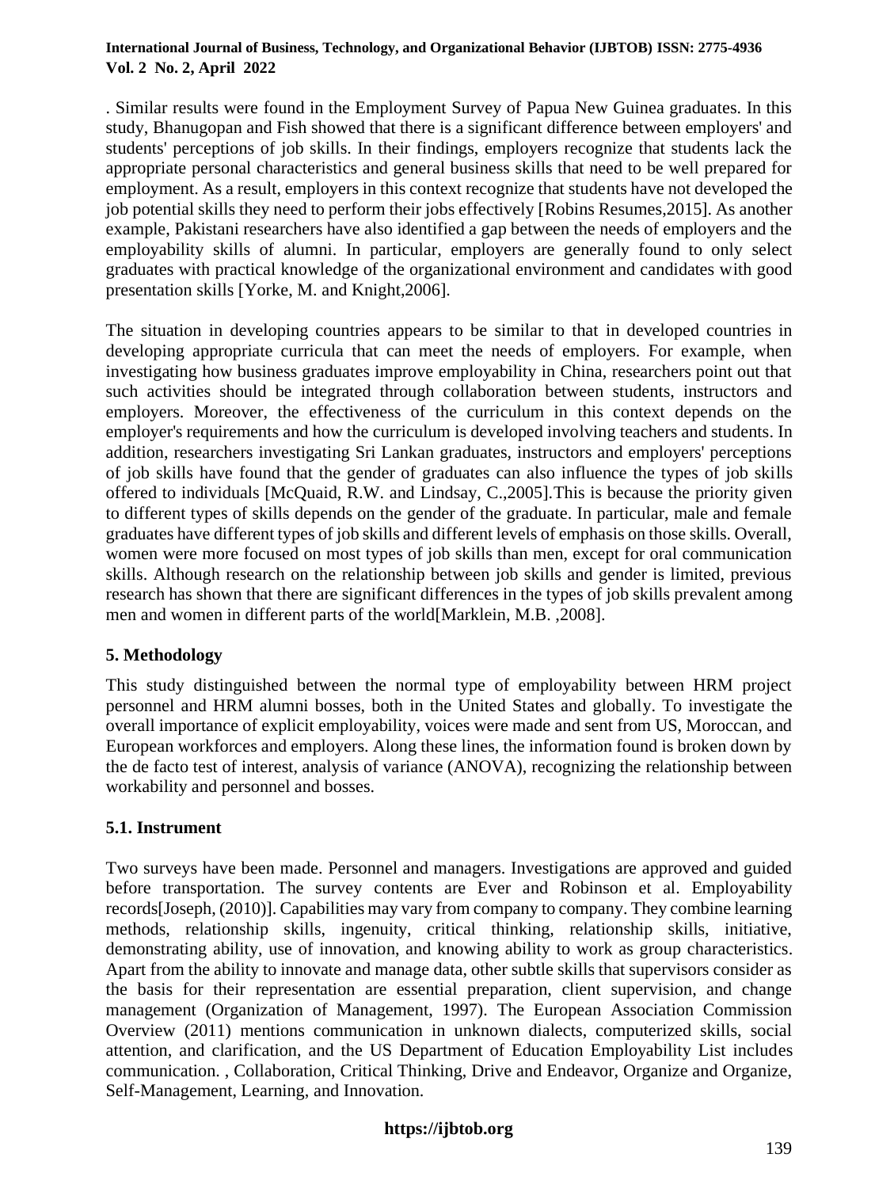. Similar results were found in the Employment Survey of Papua New Guinea graduates. In this study, Bhanugopan and Fish showed that there is a significant difference between employers' and students' perceptions of job skills. In their findings, employers recognize that students lack the appropriate personal characteristics and general business skills that need to be well prepared for employment. As a result, employers in this context recognize that students have not developed the job potential skills they need to perform their jobs effectively [Robins Resumes,2015]. As another example, Pakistani researchers have also identified a gap between the needs of employers and the employability skills of alumni. In particular, employers are generally found to only select graduates with practical knowledge of the organizational environment and candidates with good presentation skills [Yorke, M. and Knight,2006].

The situation in developing countries appears to be similar to that in developed countries in developing appropriate curricula that can meet the needs of employers. For example, when investigating how business graduates improve employability in China, researchers point out that such activities should be integrated through collaboration between students, instructors and employers. Moreover, the effectiveness of the curriculum in this context depends on the employer's requirements and how the curriculum is developed involving teachers and students. In addition, researchers investigating Sri Lankan graduates, instructors and employers' perceptions of job skills have found that the gender of graduates can also influence the types of job skills offered to individuals [McQuaid, R.W. and Lindsay, C.,2005].This is because the priority given to different types of skills depends on the gender of the graduate. In particular, male and female graduates have different types of job skills and different levels of emphasis on those skills. Overall, women were more focused on most types of job skills than men, except for oral communication skills. Although research on the relationship between job skills and gender is limited, previous research has shown that there are significant differences in the types of job skills prevalent among men and women in different parts of the world[Marklein, M.B. ,2008].

## 5. Methodology

This study distinguished between the normal type of employability between HRM project personnel and HRM alumni bosses, both in the United States and globally. To investigate the overall importance of explicit employability, voices were made and sent from US, Moroccan, and European workforces and employers. Along these lines, the information found is broken down by the de facto test of interest, analysis of variance (ANOVA), recognizing the relationship between workability and personnel and bosses.

### 5.1. Instrument

Two surveys have been made. Personnel and managers. Investigations are approved and guided before transportation. The survey contents are Ever and Robinson et al. Employability records[Joseph, (2010)]. Capabilities may vary from company to company. They combine learning methods, relationship skills, ingenuity, critical thinking, relationship skills, initiative, demonstrating ability, use of innovation, and knowing ability to work as group characteristics. Apart from the ability to innovate and manage data, other subtle skills that supervisors consider as the basis for their representation are essential preparation, client supervision, and change management (Organization of Management, 1997). The European Association Commission Overview (2011) mentions communication in unknown dialects, computerized skills, social attention, and clarification, and the US Department of Education Employability List includes communication. , Collaboration, Critical Thinking, Drive and Endeavor, Organize and Organize, Self-Management, Learning, and Innovation.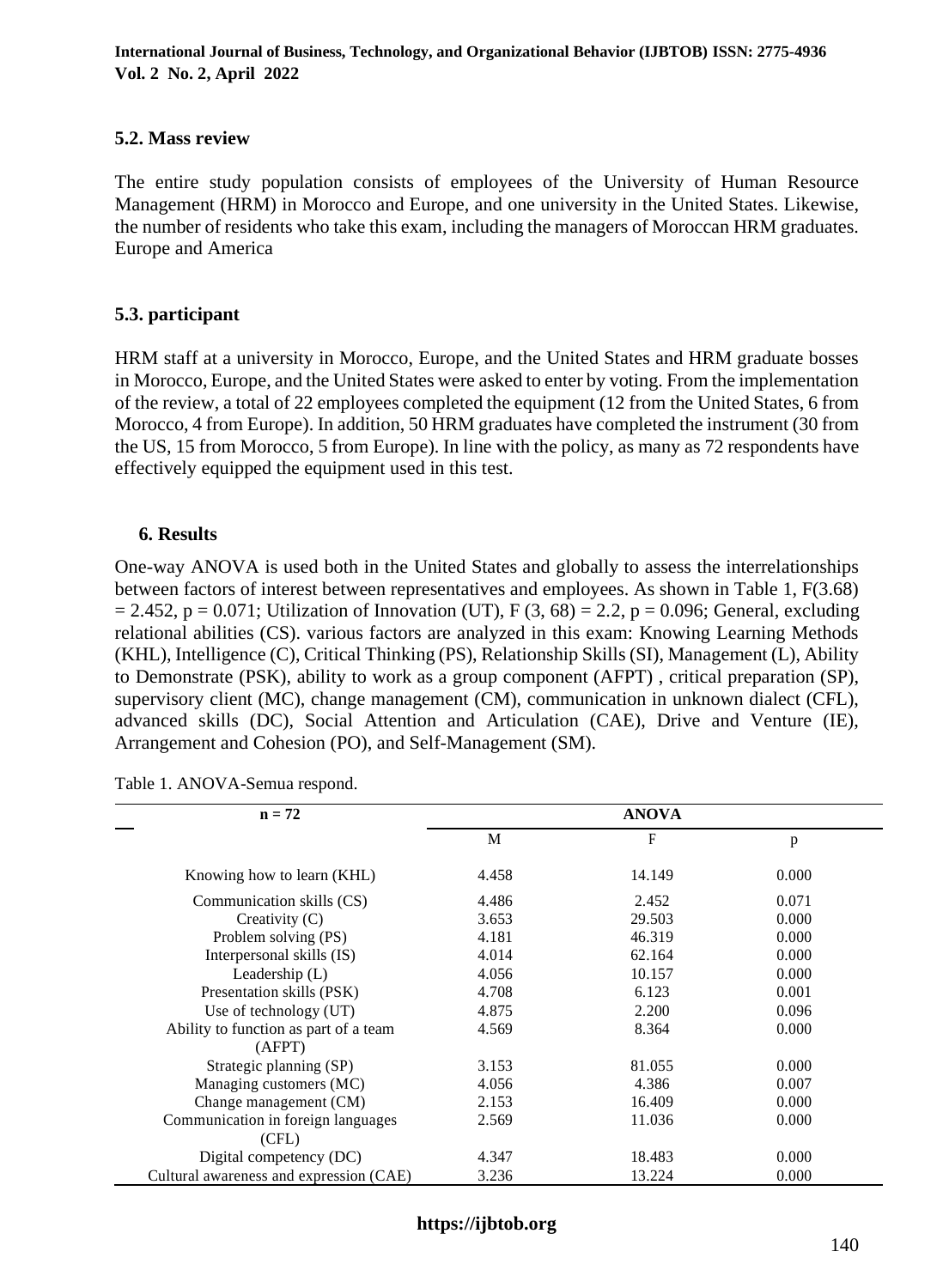### 5.2. Mass review

The entire study population consists of employees of the University of Human Resource Management (HRM) in Morocco and Europe, and one university in the United States. Likewise, the number of residents who take this exam, including the managers of Moroccan HRM graduates. Europe and America

### 5.3. participant

HRM staff at a university in Morocco, Europe, and the United States and HRM graduate bosses in Morocco, Europe, and the United States were asked to enter by voting. From the implementation of the review, a total of 22 employees completed the equipment (12 from the United States, 6 from Morocco, 4 from Europe). In addition, 50 HRM graduates have completed the instrument (30 from the US, 15 from Morocco, 5 from Europe). In line with the policy, as many as 72 respondents have effectively equipped the equipment used in this test.

## 6. Results

One-way ANOVA is used both in the United States and globally to assess the interrelationships between factors of interest between representatives and employees. As shown in Table 1, $F(3.68) = 2.452$, $p = 0.071$; Utilization of Innovation (UT), $F(3, 68) = 2.2$, $p = 0.096$; General, excluding relational abilities (CS). various factors are analyzed in this exam: Knowing Learning Methods (KHL), Intelligence (C), Critical Thinking (PS), Relationship Skills (SI), Management (L), Ability to Demonstrate (PSK), ability to work as a group component (AFPT) , critical preparation (SP), supervisory client (MC), change management (CM), communication in unknown dialect (CFL), advanced skills (DC), Social Attention and Articulation (CAE), Drive and Venture (IE), Arrangement and Cohesion (PO), and Self-Management (SM).

Table 1. ANOVA-Semua respond.

| n = 72 | ANOVA | | |
|---|---|---|---|
| | M | F | p |
| Knowing how to learn (KHL) | 4.458 | 14.149 | 0.000 |
| Communication skills (CS) | 4.486 | 2.452 | 0.071 |
| Creativity (C) | 3.653 | 29.503 | 0.000 |
| Problem solving (PS) | 4.181 | 46.319 | 0.000 |
| Interpersonal skills (IS) | 4.014 | 62.164 | 0.000 |
| Leadership (L) | 4.056 | 10.157 | 0.000 |
| Presentation skills (PSK) | 4.708 | 6.123 | 0.001 |
| Use of technology (UT) | 4.875 | 2.200 | 0.096 |
| Ability to function as part of a team (AFPT) | 4.569 | 8.364 | 0.000 |
| Strategic planning (SP) | 3.153 | 81.055 | 0.000 |
| Managing customers (MC) | 4.056 | 4.386 | 0.007 |
| Change management (CM) | 2.153 | 16.409 | 0.000 |
| Communication in foreign languages (CFL) | 2.569 | 11.036 | 0.000 |
| Digital competency (DC) | 4.347 | 18.483 | 0.000 |
| Cultural awareness and expression (CAE) | 3.236 | 13.224 | 0.000 |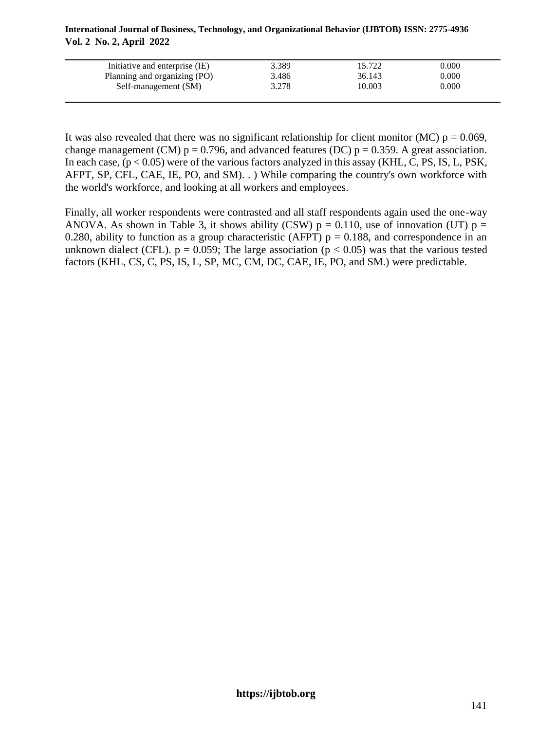| | | | |
|---|---|---|---|
| Initiative and enterprise (IE) | 3.389 | 15.722 | 0.000 |
| Planning and organizing (PO) | 3.486 | 36.143 | 0.000 |
| Self-management (SM) | 3.278 | 10.003 | 0.000 |

It was also revealed that there was no significant relationship for client monitor (MC) $p = 0.069$, change management (CM) $p = 0.796$, and advanced features (DC) $p = 0.359$. A great association. In each case, ($p < 0.05$) were of the various factors analyzed in this assay (KHL, C, PS, IS, L, PSK, AFPT, SP, CFL, CAE, IE, PO, and SM). . ) While comparing the country's own workforce with the world's workforce, and looking at all workers and employees.

Finally, all worker respondents were contrasted and all staff respondents again used the one-way ANOVA. As shown in Table 3, it shows ability (CSW) $p = 0.110$, use of innovation (UT) $p = 0.280$, ability to function as a group characteristic (AFPT) $p = 0.188$, and correspondence in an unknown dialect (CFL). $p = 0.059$; The large association ($p < 0.05$) was that the various tested factors (KHL, CS, C, PS, IS, L, SP, MC, CM, DC, CAE, IE, PO, and SM.) were predictable.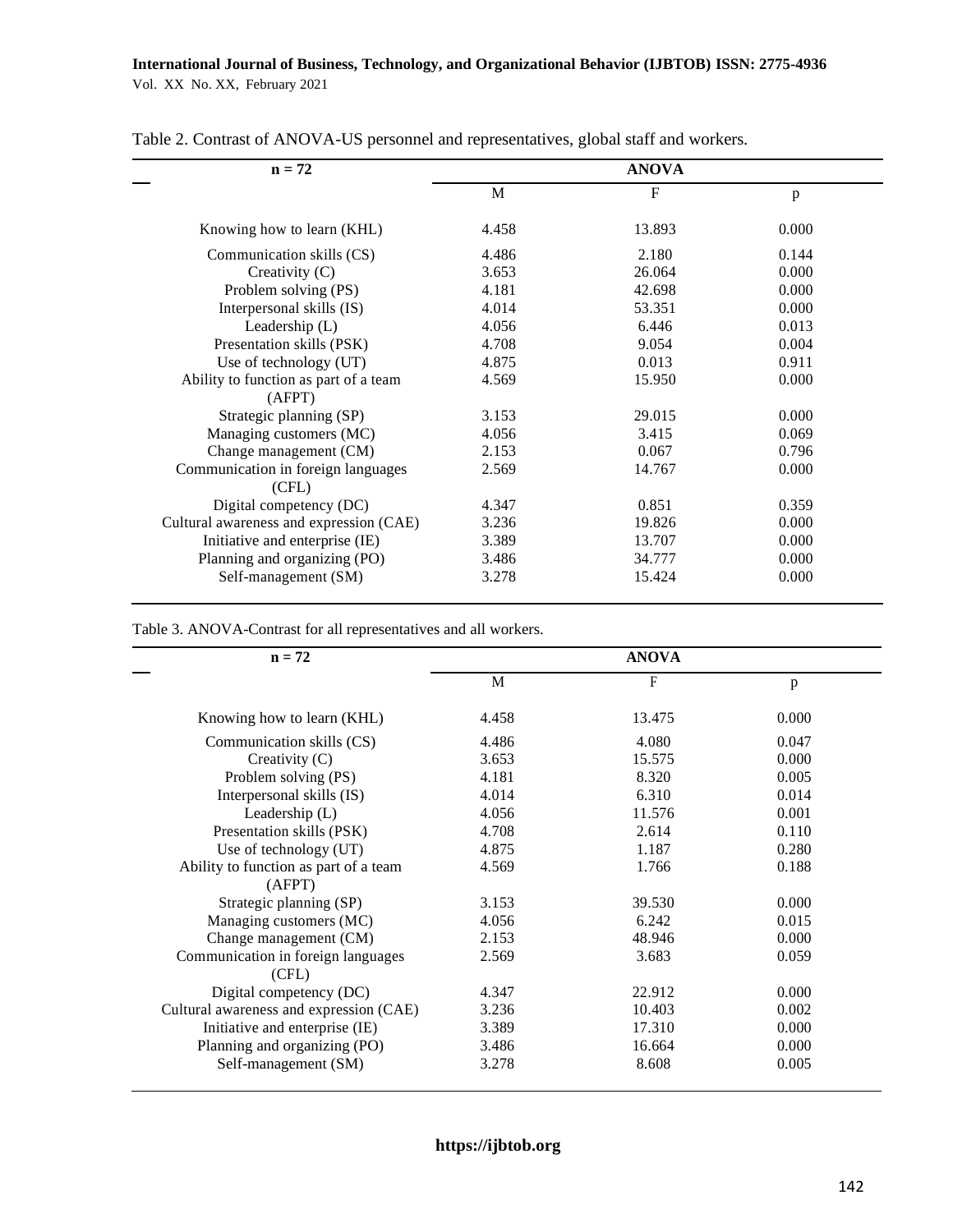Table 2. Contrast of ANOVA-US personnel and representatives, global staff and workers.

| n = 72 | ANOVA | | |
|---|---|---|---|
| | M | F | p |
| Knowing how to learn (KHL) | 4.458 | 13.893 | 0.000 |
| Communication skills (CS) | 4.486 | 2.180 | 0.144 |
| Creativity (C) | 3.653 | 26.064 | 0.000 |
| Problem solving (PS) | 4.181 | 42.698 | 0.000 |
| Interpersonal skills (IS) | 4.014 | 53.351 | 0.000 |
| Leadership (L) | 4.056 | 6.446 | 0.013 |
| Presentation skills (PSK) | 4.708 | 9.054 | 0.004 |
| Use of technology (UT) | 4.875 | 0.013 | 0.911 |
| Ability to function as part of a team (AFPT) | 4.569 | 15.950 | 0.000 |
| Strategic planning (SP) | 3.153 | 29.015 | 0.000 |
| Managing customers (MC) | 4.056 | 3.415 | 0.069 |
| Change management (CM) | 2.153 | 0.067 | 0.796 |
| Communication in foreign languages (CFL) | 2.569 | 14.767 | 0.000 |
| Digital competency (DC) | 4.347 | 0.851 | 0.359 |
| Cultural awareness and expression (CAE) | 3.236 | 19.826 | 0.000 |
| Initiative and enterprise (IE) | 3.389 | 13.707 | 0.000 |
| Planning and organizing (PO) | 3.486 | 34.777 | 0.000 |
| Self-management (SM) | 3.278 | 15.424 | 0.000 |

Table 3. ANOVA-Contrast for all representatives and all workers.

| n = 72 | ANOVA | | |
|---|---|---|---|
| | M | F | p |
| Knowing how to learn (KHL) | 4.458 | 13.475 | 0.000 |
| Communication skills (CS) | 4.486 | 4.080 | 0.047 |
| Creativity (C) | 3.653 | 15.575 | 0.000 |
| Problem solving (PS) | 4.181 | 8.320 | 0.005 |
| Interpersonal skills (IS) | 4.014 | 6.310 | 0.014 |
| Leadership (L) | 4.056 | 11.576 | 0.001 |
| Presentation skills (PSK) | 4.708 | 2.614 | 0.110 |
| Use of technology (UT) | 4.875 | 1.187 | 0.280 |
| Ability to function as part of a team (AFPT) | 4.569 | 1.766 | 0.188 |
| Strategic planning (SP) | 3.153 | 39.530 | 0.000 |
| Managing customers (MC) | 4.056 | 6.242 | 0.015 |
| Change management (CM) | 2.153 | 48.946 | 0.000 |
| Communication in foreign languages (CFL) | 2.569 | 3.683 | 0.059 |
| Digital competency (DC) | 4.347 | 22.912 | 0.000 |
| Cultural awareness and expression (CAE) | 3.236 | 10.403 | 0.002 |
| Initiative and enterprise (IE) | 3.389 | 17.310 | 0.000 |
| Planning and organizing (PO) | 3.486 | 16.664 | 0.000 |
| Self-management (SM) | 3.278 | 8.608 | 0.005 |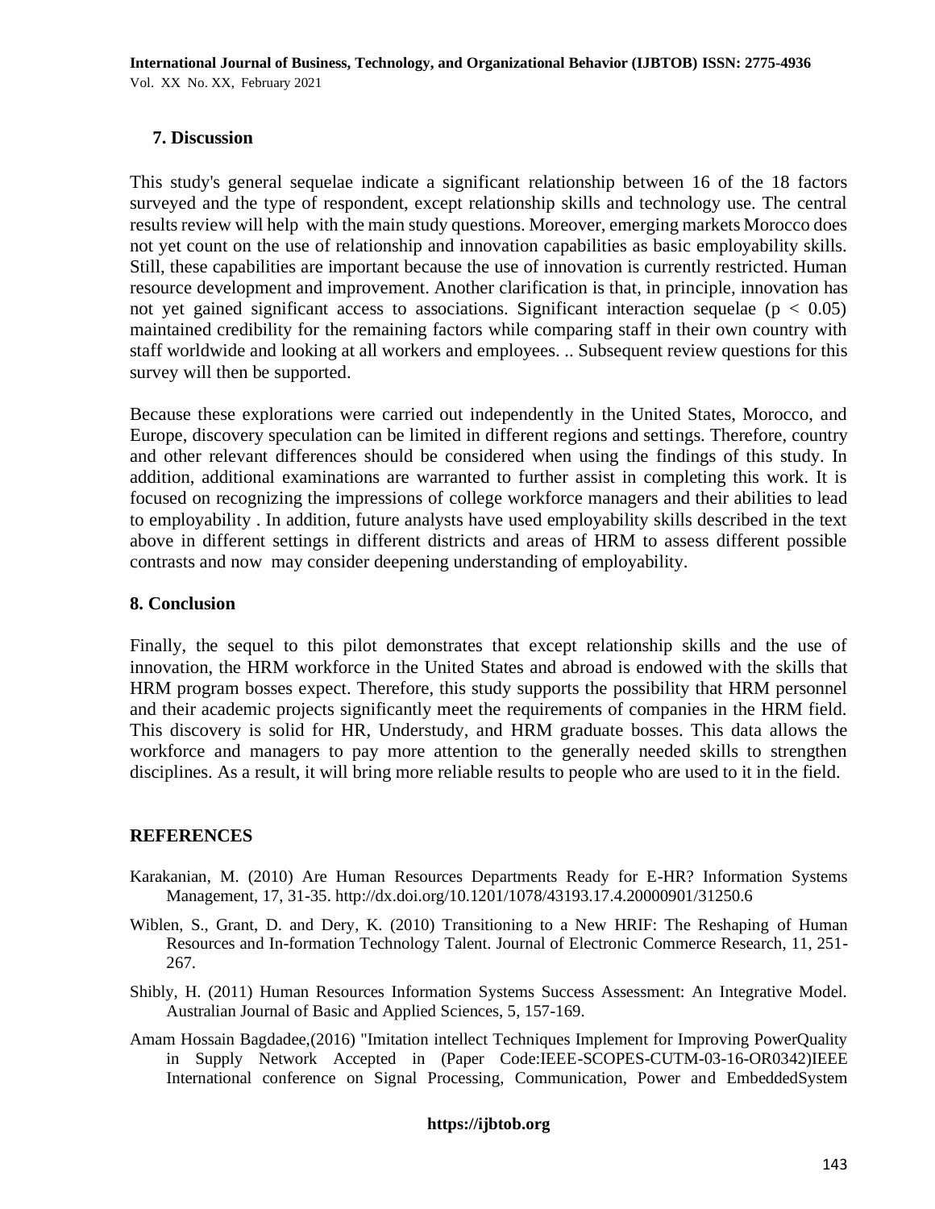## 7. Discussion

This study's general sequelae indicate a significant relationship between 16 of the 18 factors surveyed and the type of respondent, except relationship skills and technology use. The central results review will help with the main study questions. Moreover, emerging markets Morocco does not yet count on the use of relationship and innovation capabilities as basic employability skills. Still, these capabilities are important because the use of innovation is currently restricted. Human resource development and improvement. Another clarification is that, in principle, innovation has not yet gained significant access to associations. Significant interaction sequelae ($p < 0.05$) maintained credibility for the remaining factors while comparing staff in their own country with staff worldwide and looking at all workers and employees. .. Subsequent review questions for this survey will then be supported.

Because these explorations were carried out independently in the United States, Morocco, and Europe, discovery speculation can be limited in different regions and settings. Therefore, country and other relevant differences should be considered when using the findings of this study. In addition, additional examinations are warranted to further assist in completing this work. It is focused on recognizing the impressions of college workforce managers and their abilities to lead to employability . In addition, future analysts have used employability skills described in the text above in different settings in different districts and areas of HRM to assess different possible contrasts and now may consider deepening understanding of employability.

## 8. Conclusion

Finally, the sequel to this pilot demonstrates that except relationship skills and the use of innovation, the HRM workforce in the United States and abroad is endowed with the skills that HRM program bosses expect. Therefore, this study supports the possibility that HRM personnel and their academic projects significantly meet the requirements of companies in the HRM field. This discovery is solid for HR, Understudy, and HRM graduate bosses. This data allows the workforce and managers to pay more attention to the generally needed skills to strengthen disciplines. As a result, it will bring more reliable results to people who are used to it in the field.

## REFERENCES

Karakanian, M. (2010) Are Human Resources Departments Ready for E-HR? Information Systems Management, 17, 31-35. http://dx.doi.org/10.1201/1078/43193.17.4.20000901/31250.6

Wiblen, S., Grant, D. and Dery, K. (2010) Transitioning to a New HRIF: The Reshaping of Human Resources and In-formation Technology Talent. Journal of Electronic Commerce Research, 11, 251-267.

Shibly, H. (2011) Human Resources Information Systems Success Assessment: An Integrative Model. Australian Journal of Basic and Applied Sciences, 5, 157-169.

Amam Hossain Bagdadee,(2016) "Imitation intellect Techniques Implement for Improving PowerQuality in Supply Network Accepted in (Paper Code:IEEE-SCOPES-CUTM-03-16-OR0342)IEEE International conference on Signal Processing, Communication, Power and EmbeddedSystem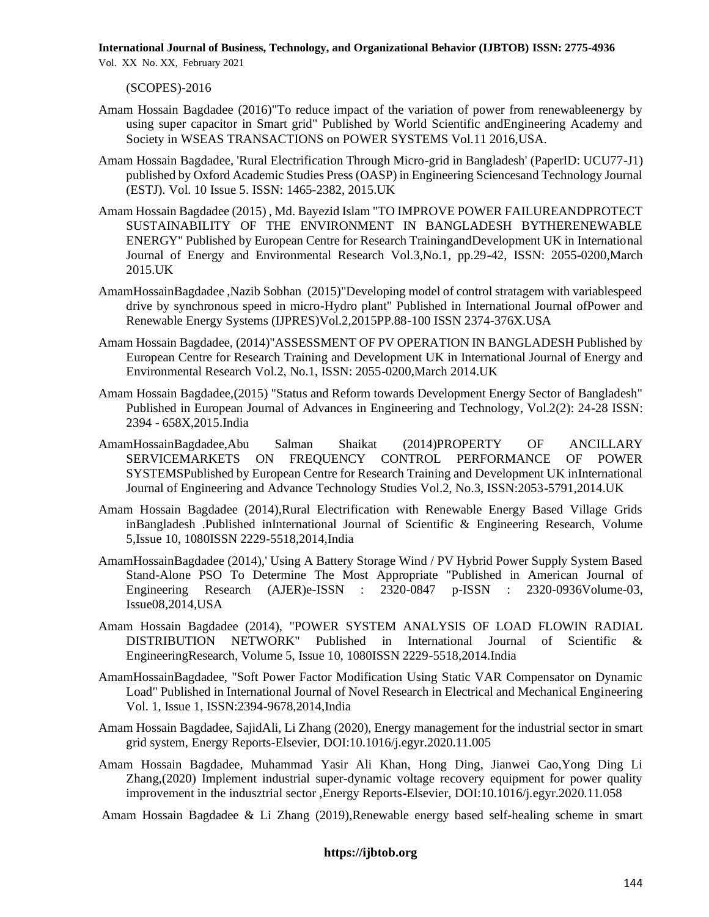(SCOPES)-2016

Amam Hossain Bagdadee (2016)"To reduce impact of the variation of power from renewableenergy by using super capacitor in Smart grid" Published by World Scientific andEngineering Academy and Society in WSEAS TRANSACTIONS on POWER SYSTEMS Vol.11 2016,USA.

Amam Hossain Bagdadee, 'Rural Electrification Through Micro-grid in Bangladesh' (PaperID: UCU77-J1) published by Oxford Academic Studies Press (OASP) in Engineering Sciencesand Technology Journal (ESTJ). Vol. 10 Issue 5. ISSN: 1465-2382, 2015.UK

Amam Hossain Bagdadee (2015) , Md. Bayezid Islam "TO IMPROVE POWER FAILUREANDPROTECT SUSTAINABILITY OF THE ENVIRONMENT IN BANGLADESH BYTHERENEWABLE ENERGY" Published by European Centre for Research TrainingandDevelopment UK in International Journal of Energy and Environmental Research Vol.3,No.1, pp.29-42, ISSN: 2055-0200,March 2015.UK

AmamHossainBagdadee ,Nazib Sobhan (2015)"Developing model of control stratagem with variablespeed drive by synchronous speed in micro-Hydro plant" Published in International Journal ofPower and Renewable Energy Systems (IJPRES)Vol.2,2015PP.88-100 ISSN 2374-376X.USA

Amam Hossain Bagdadee, (2014)"ASSESSMENT OF PV OPERATION IN BANGLADESH Published by European Centre for Research Training and Development UK in International Journal of Energy and Environmental Research Vol.2, No.1, ISSN: 2055-0200,March 2014.UK

Amam Hossain Bagdadee,(2015) "Status and Reform towards Development Energy Sector of Bangladesh" Published in European Journal of Advances in Engineering and Technology, Vol.2(2): 24-28 ISSN: 2394 - 658X,2015.India

AmamHossainBagdadee,Abu Salman Shaikat (2014)PROPERTY OF ANCILLARY SERVICEMARKETS ON FREQUENCY CONTROL PERFORMANCE OF POWER SYSTEMSPublished by European Centre for Research Training and Development UK inInternational Journal of Engineering and Advance Technology Studies Vol.2, No.3, ISSN:2053-5791,2014.UK

Amam Hossain Bagdadee (2014),Rural Electrification with Renewable Energy Based Village Grids inBangladesh .Published inInternational Journal of Scientific & Engineering Research, Volume 5,Issue 10, 1080ISSN 2229-5518,2014,India

AmamHossainBagdadee (2014),' Using A Battery Storage Wind / PV Hybrid Power Supply System Based Stand-Alone PSO To Determine The Most Appropriate "Published in American Journal of Engineering Research (AJER)e-ISSN : 2320-0847 p-ISSN : 2320-0936Volume-03, Issue08,2014,USA

Amam Hossain Bagdadee (2014), "POWER SYSTEM ANALYSIS OF LOAD FLOWIN RADIAL DISTRIBUTION NETWORK" Published in International Journal of Scientific & EngineeringResearch, Volume 5, Issue 10, 1080ISSN 2229-5518,2014.India

AmamHossainBagdadee, "Soft Power Factor Modification Using Static VAR Compensator on Dynamic Load" Published in International Journal of Novel Research in Electrical and Mechanical Engineering Vol. 1, Issue 1, ISSN:2394-9678,2014,India

Amam Hossain Bagdadee, SajidAli, Li Zhang (2020), Energy management for the industrial sector in smart grid system, Energy Reports-Elsevier, DOI:10.1016/j.egyr.2020.11.005

Amam Hossain Bagdadee, Muhammad Yasir Ali Khan, Hong Ding, Jianwei Cao,Yong Ding Li Zhang,(2020) Implement industrial super-dynamic voltage recovery equipment for power quality improvement in the indusztrial sector ,Energy Reports-Elsevier, DOI:10.1016/j.egyr.2020.11.058

Amam Hossain Bagdadee & Li Zhang (2019),Renewable energy based self-healing scheme in smart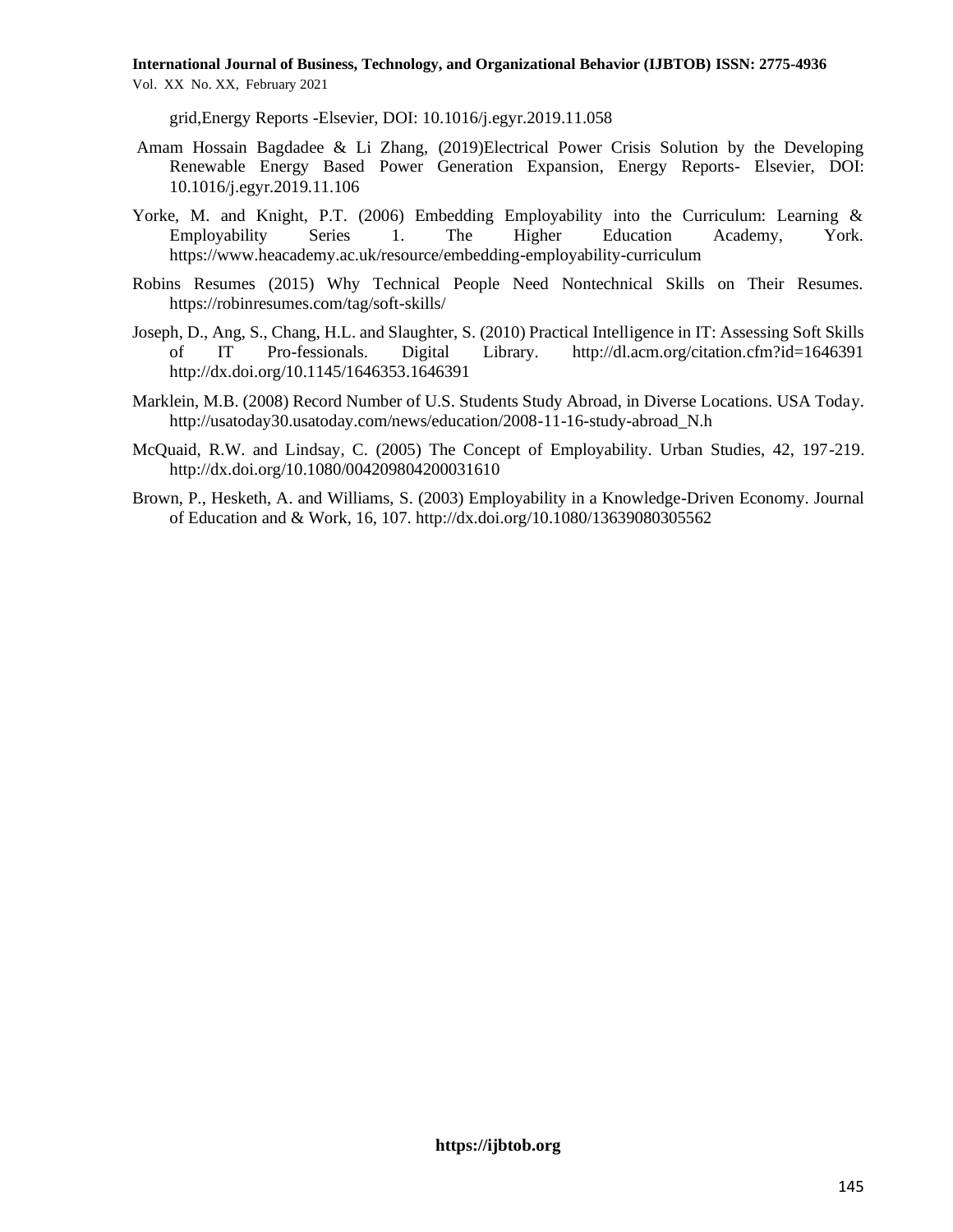grid,Energy Reports -Elsevier, DOI: 10.1016/j.egyr.2019.11.058

Amam Hossain Bagdadee & Li Zhang, (2019)Electrical Power Crisis Solution by the Developing Renewable Energy Based Power Generation Expansion, Energy Reports- Elsevier, DOI: 10.1016/j.egyr.2019.11.106

Yorke, M. and Knight, P.T. (2006) Embedding Employability into the Curriculum: Learning & Employability Series 1. The Higher Education Academy, York. https://www.heacademy.ac.uk/resource/embedding-employability-curriculum

Robins Resumes (2015) Why Technical People Need Nontechnical Skills on Their Resumes. https://robinresumes.com/tag/soft-skills/

Joseph, D., Ang, S., Chang, H.L. and Slaughter, S. (2010) Practical Intelligence in IT: Assessing Soft Skills of IT Pro-fessionals. Digital Library. http://dl.acm.org/citation.cfm?id=1646391 http://dx.doi.org/10.1145/1646353.1646391

Marklein, M.B. (2008) Record Number of U.S. Students Study Abroad, in Diverse Locations. USA Today. http://usatoday30.usatoday.com/news/education/2008-11-16-study-abroad_N.h

McQuaid, R.W. and Lindsay, C. (2005) The Concept of Employability. Urban Studies, 42, 197-219. http://dx.doi.org/10.1080/004209804200031610

Brown, P., Hesketh, A. and Williams, S. (2003) Employability in a Knowledge-Driven Economy. Journal of Education and & Work, 16, 107. http://dx.doi.org/10.1080/13639080305562